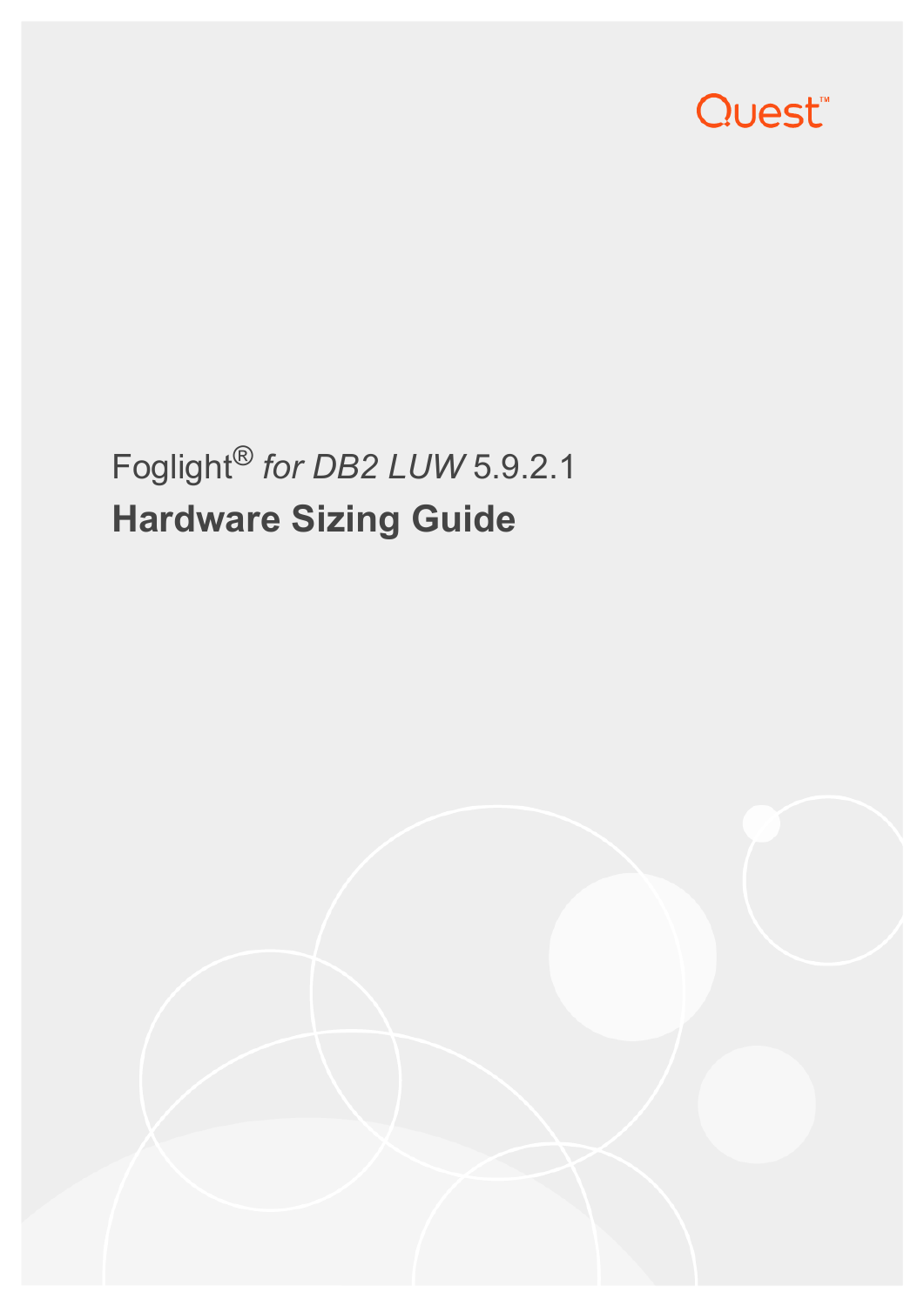Quest™

# Foglight® *for DB2 LUW* 5.9.2.1

## Hardware Sizing Guide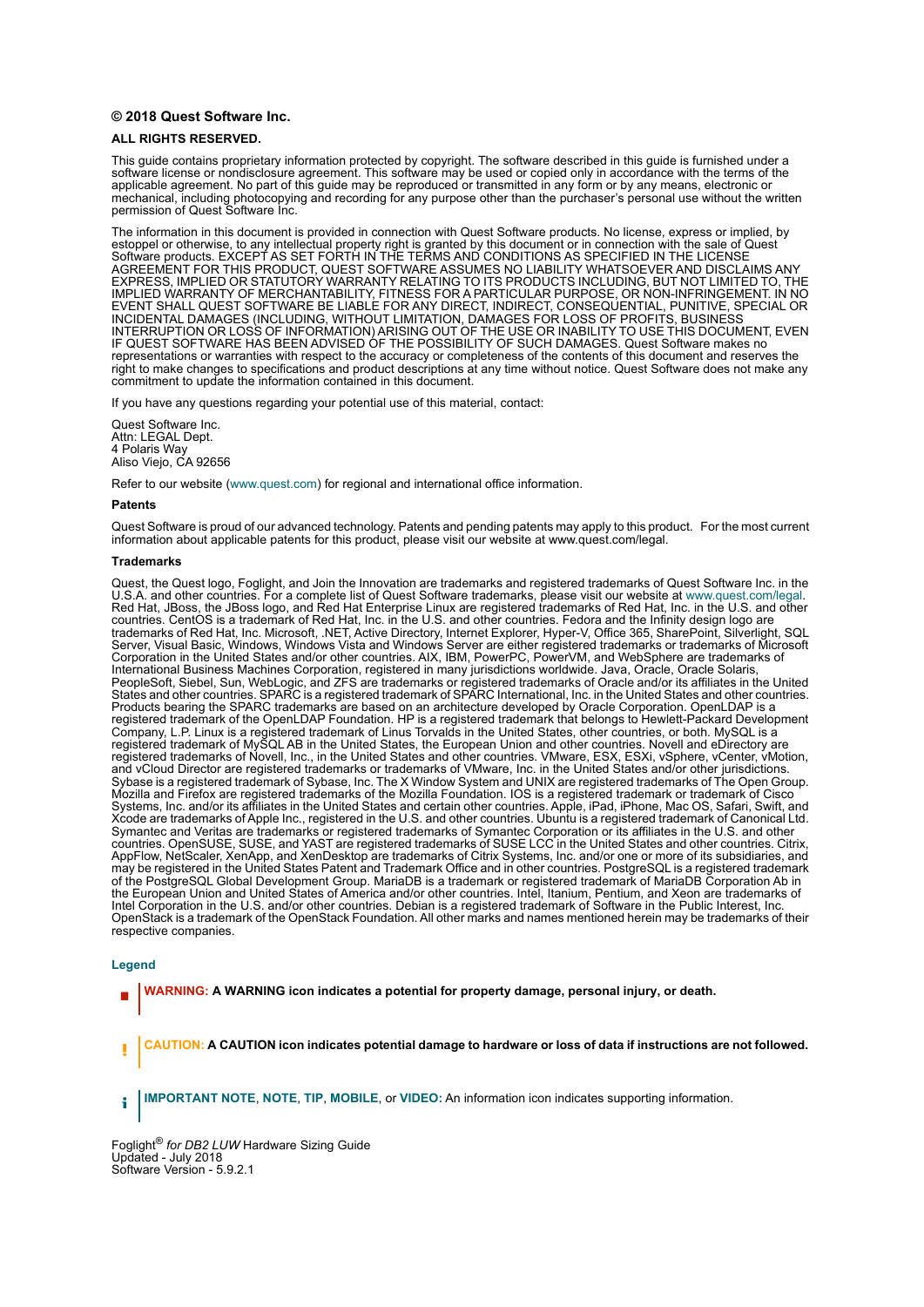**© 2018 Quest Software Inc.**

**ALL RIGHTS RESERVED.**

This guide contains proprietary information protected by copyright. The software described in this guide is furnished under a software license or nondisclosure agreement. This software may be used or copied only in accordance with the terms of the applicable agreement. No part of this guide may be reproduced or transmitted in any form or by any means, electronic or mechanical, including photocopying and recording for any purpose other than the purchaser's personal use without the written permission of Quest Software Inc.

The information in this document is provided in connection with Quest Software products. No license, express or implied, by estoppel or otherwise, to any intellectual property right is granted by this document or in connection with the sale of Quest Software products. EXCEPT AS SET FORTH IN THE TERMS AND CONDITIONS AS SPECIFIED IN THE LICENSE AGREEMENT FOR THIS PRODUCT, QUEST SOFTWARE ASSUMES NO LIABILITY WHATSOEVER AND DISCLAIMS ANY EXPRESS, IMPLIED OR STATUTORY WARRANTY RELATING TO ITS PRODUCTS INCLUDING, BUT NOT LIMITED TO, THE IMPLIED WARRANTY OF MERCHANTABILITY, FITNESS FOR A PARTICULAR PURPOSE, OR NON-INFRINGEMENT. IN NO EVENT SHALL QUEST SOFTWARE BE LIABLE FOR ANY DIRECT, INDIRECT, CONSEQUENTIAL, PUNITIVE, SPECIAL OR INCIDENTAL DAMAGES (INCLUDING, WITHOUT LIMITATION, DAMAGES FOR LOSS OF PROFITS, BUSINESS INTERRUPTION OR LOSS OF INFORMATION) ARISING OUT OF THE USE OR INABILITY TO USE THIS DOCUMENT, EVEN IF QUEST SOFTWARE HAS BEEN ADVISED OF THE POSSIBILITY OF SUCH DAMAGES. Quest Software makes no representations or warranties with respect to the accuracy or completeness of the contents of this document and reserves the right to make changes to specifications and product descriptions at any time without notice. Quest Software does not make any commitment to update the information contained in this document.

If you have any questions regarding your potential use of this material, contact:

Quest Software Inc.
Attn: LEGAL Dept.
4 Polaris Way
Aliso Viejo, CA 92656

Refer to our website (www.quest.com) for regional and international office information.

**Patents**

Quest Software is proud of our advanced technology. Patents and pending patents may apply to this product. For the most current information about applicable patents for this product, please visit our website at www.quest.com/legal.

**Trademarks**

Quest, the Quest logo, Foglight, and Join the Innovation are trademarks and registered trademarks of Quest Software Inc. in the U.S.A. and other countries. For a complete list of Quest Software trademarks, please visit our website at www.quest.com/legal. Red Hat, JBoss, the JBoss logo, and Red Hat Enterprise Linux are registered trademarks of Red Hat, Inc. in the U.S. and other countries. CentOS is a trademark of Red Hat, Inc. in the U.S. and other countries. Fedora and the Infinity design logo are trademarks of Red Hat, Inc. Microsoft, .NET, Active Directory, Internet Explorer, Hyper-V, Office 365, SharePoint, Silverlight, SQL Server, Visual Basic, Windows, Windows Vista and Windows Server are either registered trademarks or trademarks of Microsoft Corporation in the United States and/or other countries. AIX, IBM, PowerPC, PowerVM, and WebSphere are trademarks of International Business Machines Corporation, registered in many jurisdictions worldwide. Java, Oracle, Oracle Solaris, PeopleSoft, Siebel, Sun, WebLogic, and ZFS are trademarks or registered trademarks of Oracle and/or its affiliates in the United States and other countries. SPARC is a registered trademark of SPARC International, Inc. in the United States and other countries. Products bearing the SPARC trademarks are based on an architecture developed by Oracle Corporation. OpenLDAP is a registered trademark of the OpenLDAP Foundation. HP is a registered trademark that belongs to Hewlett-Packard Development Company, L.P. Linux is a registered trademark of Linus Torvalds in the United States, other countries, or both. MySQL is a registered trademark of MySQL AB in the United States, the European Union and other countries. Novell and eDirectory are registered trademarks of Novell, Inc., in the United States and other countries. VMware, ESX, ESXi, vSphere, vCenter, vMotion, and vCloud Director are registered trademarks or trademarks of VMware, Inc. in the United States and/or other jurisdictions. Sybase is a registered trademark of Sybase, Inc. The X Window System and UNIX are registered trademarks of The Open Group. Mozilla and Firefox are registered trademarks of the Mozilla Foundation. IOS is a registered trademark or trademark of Cisco Systems, Inc. and/or its affiliates in the United States and certain other countries. Apple, iPad, iPhone, Mac OS, Safari, Swift, and Xcode are trademarks of Apple Inc., registered in the U.S. and other countries. Ubuntu is a registered trademark of Canonical Ltd. Symantec and Veritas are trademarks or registered trademarks of Symantec Corporation or its affiliates in the U.S. and other countries. OpenSUSE, SUSE, and YAST are registered trademarks of SUSE LCC in the United States and other countries. Citrix, AppFlow, NetScaler, XenApp, and XenDesktop are trademarks of Citrix Systems, Inc. and/or one or more of its subsidiaries, and may be registered in the United States Patent and Trademark Office and in other countries. PostgreSQL is a registered trademark of the PostgreSQL Global Development Group. MariaDB is a trademark or registered trademark of MariaDB Corporation Ab in the European Union and United States of America and/or other countries. Intel, Itanium, Pentium, and Xeon are trademarks of Intel Corporation in the U.S. and/or other countries. Debian is a registered trademark of Software in the Public Interest, Inc. OpenStack is a trademark of the OpenStack Foundation. All other marks and names mentioned herein may be trademarks of their respective companies.

**Legend**

**WARNING: A WARNING icon indicates a potential for property damage, personal injury, or death.**

**CAUTION: A CAUTION icon indicates potential damage to hardware or loss of data if instructions are not followed.**

**IMPORTANT NOTE**, **NOTE**, **TIP**, **MOBILE**, or **VIDEO:** An information icon indicates supporting information.

Foglight® *for DB2 LUW* Hardware Sizing Guide
Updated - July 2018
Software Version - 5.9.2.1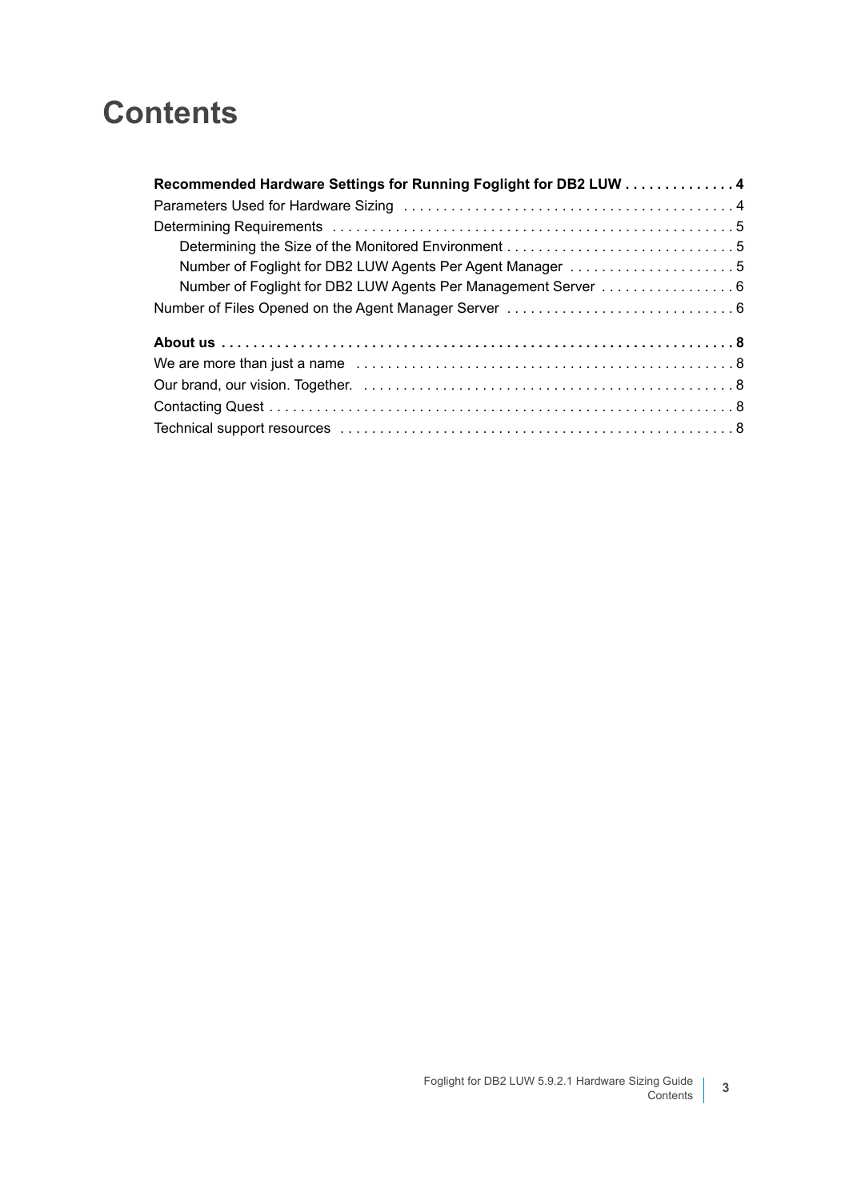# Contents

**Recommended Hardware Settings for Running Foglight for DB2 LUW . . . . . . . . . . . . . . 4**

Parameters Used for Hardware Sizing . . . . . . . . . . . . . . . . . . . . . . . . . . . . . . . . . . . . . . . . . . 4

Determining Requirements . . . . . . . . . . . . . . . . . . . . . . . . . . . . . . . . . . . . . . . . . . . . . . . . . . . 5

- Determining the Size of the Monitored Environment . . . . . . . . . . . . . . . . . . . . . . . . . . . . . 5
- Number of Foglight for DB2 LUW Agents Per Agent Manager . . . . . . . . . . . . . . . . . . . . . 5
- Number of Foglight for DB2 LUW Agents Per Management Server . . . . . . . . . . . . . . . . . 6

Number of Files Opened on the Agent Manager Server . . . . . . . . . . . . . . . . . . . . . . . . . . . . . 6

**About us . . . . . . . . . . . . . . . . . . . . . . . . . . . . . . . . . . . . . . . . . . . . . . . . . . . . . . . . . . . . . . . . . 8**

We are more than just a name . . . . . . . . . . . . . . . . . . . . . . . . . . . . . . . . . . . . . . . . . . . . . . . . . 8

Our brand, our vision. Together. . . . . . . . . . . . . . . . . . . . . . . . . . . . . . . . . . . . . . . . . . . . . . . . 8

Contacting Quest . . . . . . . . . . . . . . . . . . . . . . . . . . . . . . . . . . . . . . . . . . . . . . . . . . . . . . . . . . . 8

Technical support resources . . . . . . . . . . . . . . . . . . . . . . . . . . . . . . . . . . . . . . . . . . . . . . . . . . 8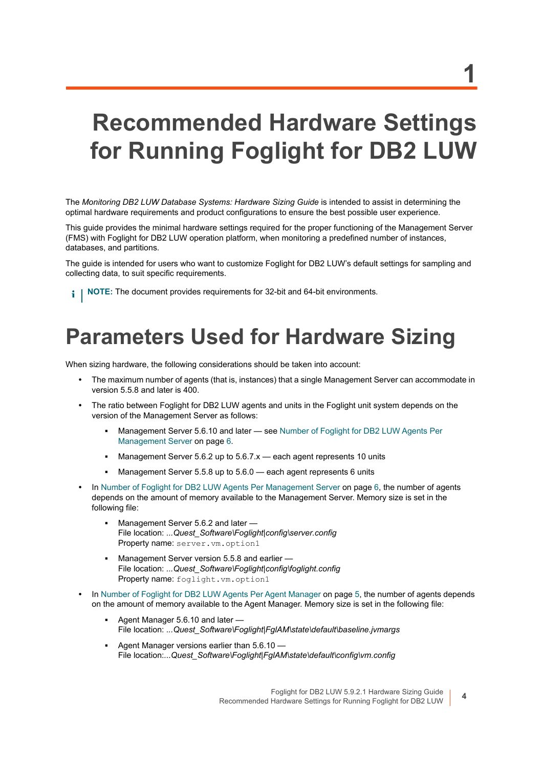# 1

# Recommended Hardware Settings for Running Foglight for DB2 LUW

The *Monitoring DB2 LUW Database Systems: Hardware Sizing Guide* is intended to assist in determining the optimal hardware requirements and product configurations to ensure the best possible user experience.

This guide provides the minimal hardware settings required for the proper functioning of the Management Server (FMS) with Foglight for DB2 LUW operation platform, when monitoring a predefined number of instances, databases, and partitions.

The guide is intended for users who want to customize Foglight for DB2 LUW's default settings for sampling and collecting data, to suit specific requirements.

**NOTE:** The document provides requirements for 32-bit and 64-bit environments.

## Parameters Used for Hardware Sizing

When sizing hardware, the following considerations should be taken into account:

- The maximum number of agents (that is, instances) that a single Management Server can accommodate in version 5.5.8 and later is 400.
- The ratio between Foglight for DB2 LUW agents and units in the Foglight unit system depends on the version of the Management Server as follows:
  - Management Server 5.6.10 and later — see Number of Foglight for DB2 LUW Agents Per Management Server on page 6.
  - Management Server 5.6.2 up to 5.6.7.x — each agent represents 10 units
  - Management Server 5.5.8 up to 5.6.0 — each agent represents 6 units
- In Number of Foglight for DB2 LUW Agents Per Management Server on page 6, the number of agents depends on the amount of memory available to the Management Server. Memory size is set in the following file:
  - Management Server 5.6.2 and later —
    File location: *...Quest_Software\Foglight|config\server.config*
    Property name: `server.vm.option1`
  - Management Server version 5.5.8 and earlier —
    File location: *...Quest_Software\Foglight|config\foglight.config*
    Property name: `foglight.vm.option1`
- In Number of Foglight for DB2 LUW Agents Per Agent Manager on page 5, the number of agents depends on the amount of memory available to the Agent Manager. Memory size is set in the following file:
  - Agent Manager 5.6.10 and later —
    File location: *...Quest_Software\Foglight|FglAM\state\default\baseline.jvmargs*
  - Agent Manager versions earlier than 5.6.10 —
    File location:*...Quest_Software\Foglight|FglAM\state\default\config\vm.config*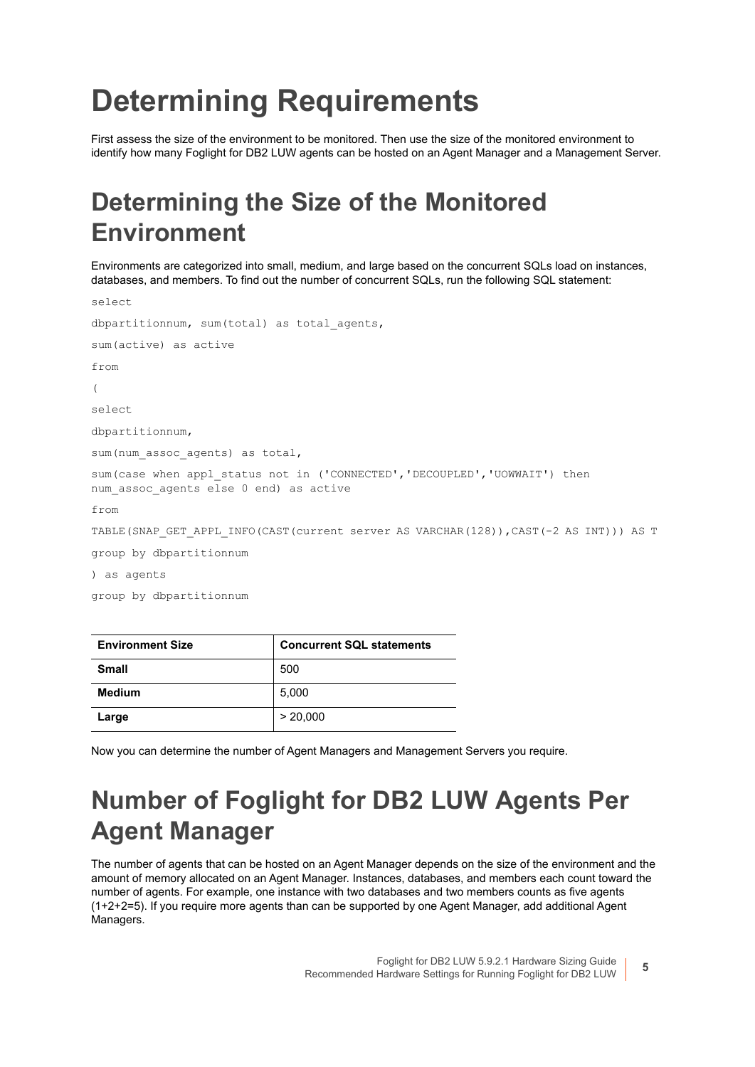# Determining Requirements

First assess the size of the environment to be monitored. Then use the size of the monitored environment to identify how many Foglight for DB2 LUW agents can be hosted on an Agent Manager and a Management Server.

## Determining the Size of the Monitored Environment

Environments are categorized into small, medium, and large based on the concurrent SQLs load on instances, databases, and members. To find out the number of concurrent SQLs, run the following SQL statement:

```
select
dbpartitionnum, sum(total) as total_agents,
sum(active) as active
from
(
select
dbpartitionnum,
sum(num_assoc_agents) as total,
sum(case when appl_status not in ('CONNECTED','DECOUPLED','UOWWAIT') then
num_assoc_agents else 0 end) as active
from
TABLE(SNAP_GET_APPL_INFO(CAST(current server AS VARCHAR(128)),CAST(-2 AS INT))) AS T
group by dbpartitionnum
) as agents
group by dbpartitionnum
```

| Environment Size | Concurrent SQL statements |
| --- | --- |
| **Small** | 500 |
| **Medium** | 5,000 |
| **Large** | > 20,000 |

Now you can determine the number of Agent Managers and Management Servers you require.

## Number of Foglight for DB2 LUW Agents Per Agent Manager

The number of agents that can be hosted on an Agent Manager depends on the size of the environment and the amount of memory allocated on an Agent Manager. Instances, databases, and members each count toward the number of agents. For example, one instance with two databases and two members counts as five agents (1+2+2=5). If you require more agents than can be supported by one Agent Manager, add additional Agent Managers.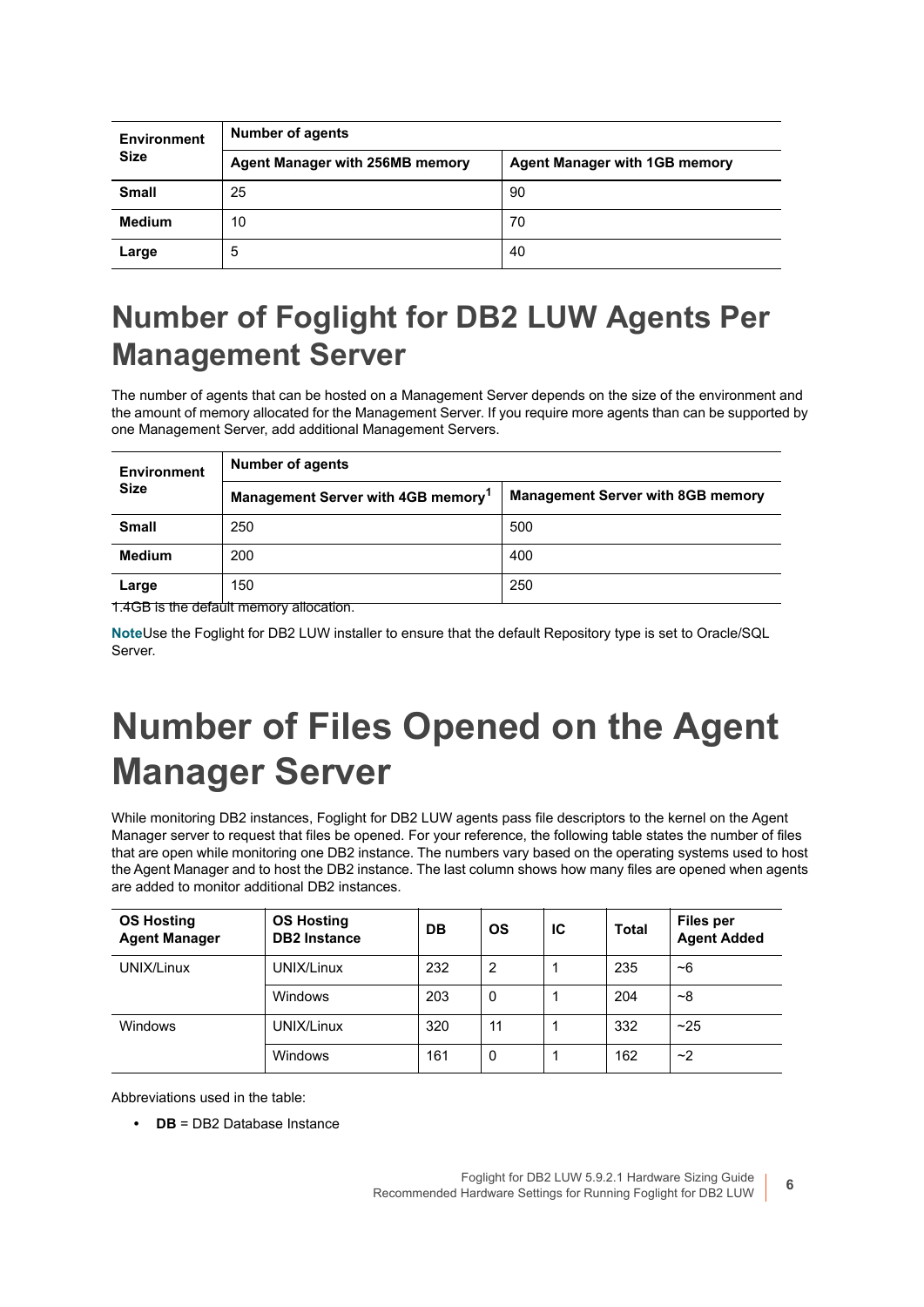| Environment Size | Number of agents | |
|---|---|---|
| | Agent Manager with 256MB memory | Agent Manager with 1GB memory |
| Small | 25 | 90 |
| Medium | 10 | 70 |
| Large | 5 | 40 |

## Number of Foglight for DB2 LUW Agents Per Management Server

The number of agents that can be hosted on a Management Server depends on the size of the environment and the amount of memory allocated for the Management Server. If you require more agents than can be supported by one Management Server, add additional Management Servers.

| Environment Size | Number of agents | |
|---|---|---|
| | Management Server with 4GB memory[1] | Management Server with 8GB memory |
| Small | 250 | 500 |
| Medium | 200 | 400 |
| Large | 150 | 250 |

1.4GB is the default memory allocation.

**Note**Use the Foglight for DB2 LUW installer to ensure that the default Repository type is set to Oracle/SQL Server.

# Number of Files Opened on the Agent Manager Server

While monitoring DB2 instances, Foglight for DB2 LUW agents pass file descriptors to the kernel on the Agent Manager server to request that files be opened. For your reference, the following table states the number of files that are open while monitoring one DB2 instance. The numbers vary based on the operating systems used to host the Agent Manager and to host the DB2 instance. The last column shows how many files are opened when agents are added to monitor additional DB2 instances.

| OS Hosting Agent Manager | OS Hosting DB2 Instance | DB | OS | IC | Total | Files per Agent Added |
|---|---|---|---|---|---|---|
| UNIX/Linux | UNIX/Linux | 232 | 2 | 1 | 235 | ~6 |
| | Windows | 203 | 0 | 1 | 204 | ~8 |
| Windows | UNIX/Linux | 320 | 11 | 1 | 332 | ~25 |
| | Windows | 161 | 0 | 1 | 162 | ~2 |

Abbreviations used in the table:

- **DB** = DB2 Database Instance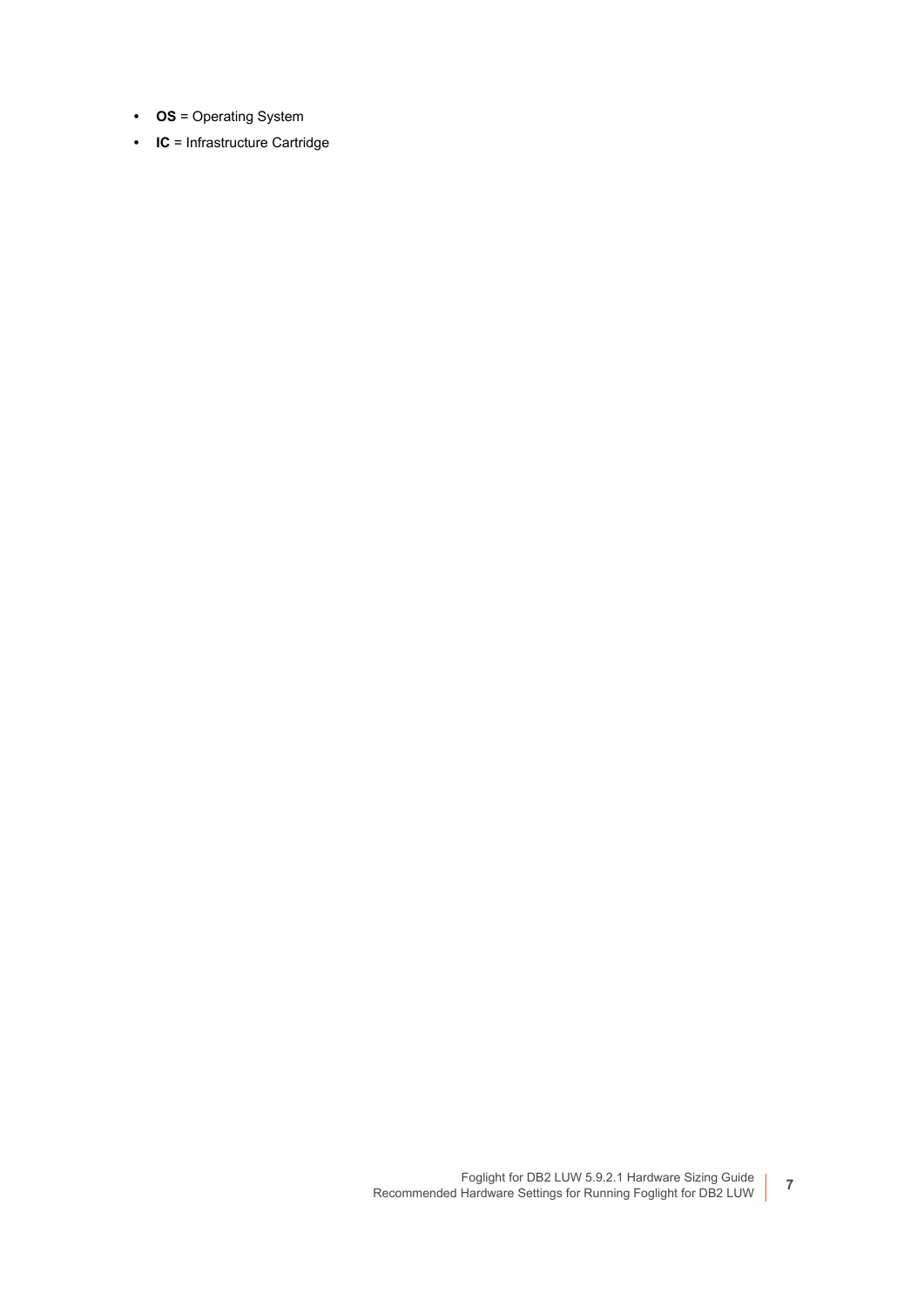- **OS** = Operating System
- **IC** = Infrastructure Cartridge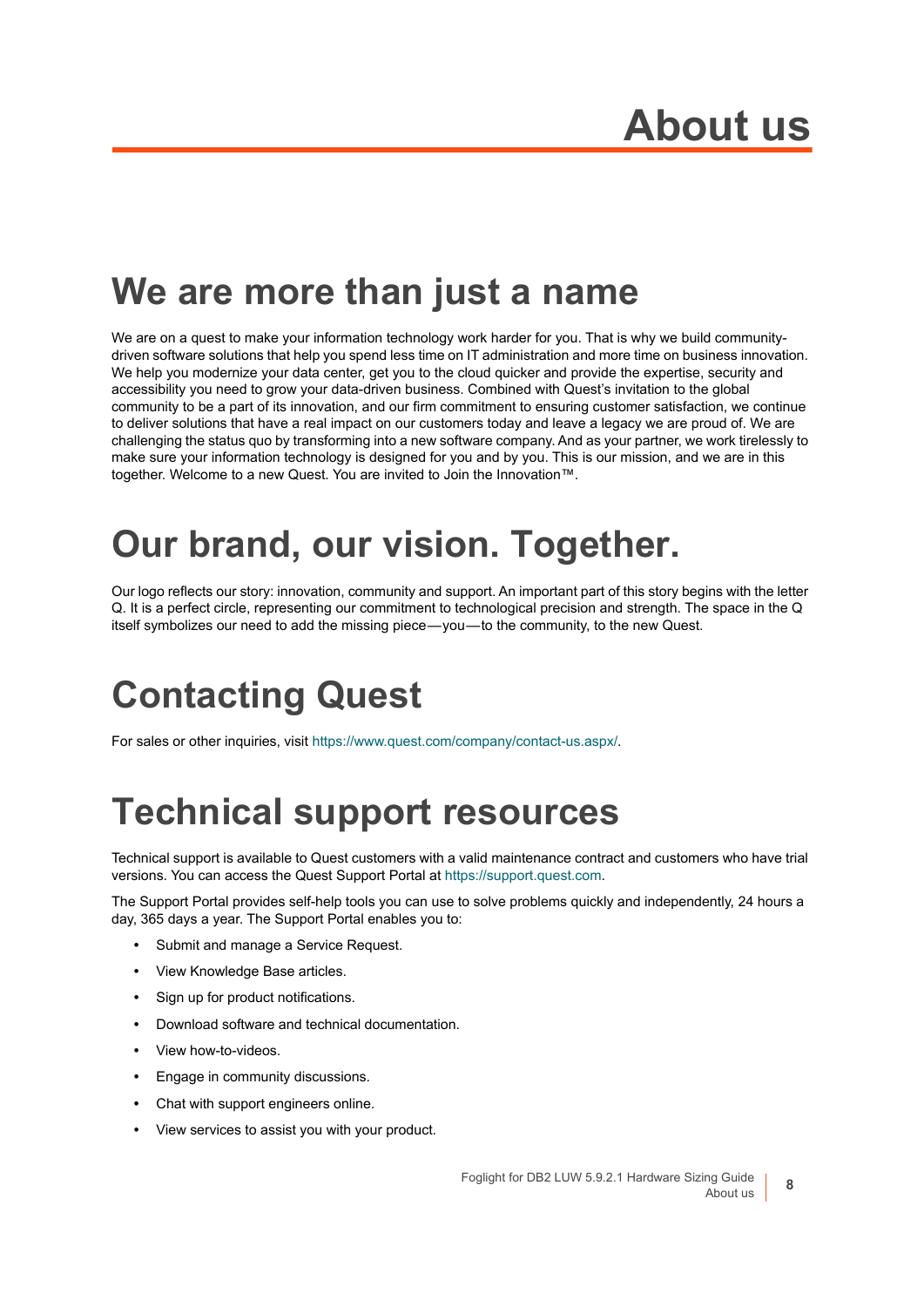# About us

## We are more than just a name

We are on a quest to make your information technology work harder for you. That is why we build community-driven software solutions that help you spend less time on IT administration and more time on business innovation. We help you modernize your data center, get you to the cloud quicker and provide the expertise, security and accessibility you need to grow your data-driven business. Combined with Quest's invitation to the global community to be a part of its innovation, and our firm commitment to ensuring customer satisfaction, we continue to deliver solutions that have a real impact on our customers today and leave a legacy we are proud of. We are challenging the status quo by transforming into a new software company. And as your partner, we work tirelessly to make sure your information technology is designed for you and by you. This is our mission, and we are in this together. Welcome to a new Quest. You are invited to Join the Innovation™.

## Our brand, our vision. Together.

Our logo reflects our story: innovation, community and support. An important part of this story begins with the letter Q. It is a perfect circle, representing our commitment to technological precision and strength. The space in the Q itself symbolizes our need to add the missing piece—you—to the community, to the new Quest.

## Contacting Quest

For sales or other inquiries, visit https://www.quest.com/company/contact-us.aspx/.

## Technical support resources

Technical support is available to Quest customers with a valid maintenance contract and customers who have trial versions. You can access the Quest Support Portal at https://support.quest.com.

The Support Portal provides self-help tools you can use to solve problems quickly and independently, 24 hours a day, 365 days a year. The Support Portal enables you to:

- Submit and manage a Service Request.
- View Knowledge Base articles.
- Sign up for product notifications.
- Download software and technical documentation.
- View how-to-videos.
- Engage in community discussions.
- Chat with support engineers online.
- View services to assist you with your product.